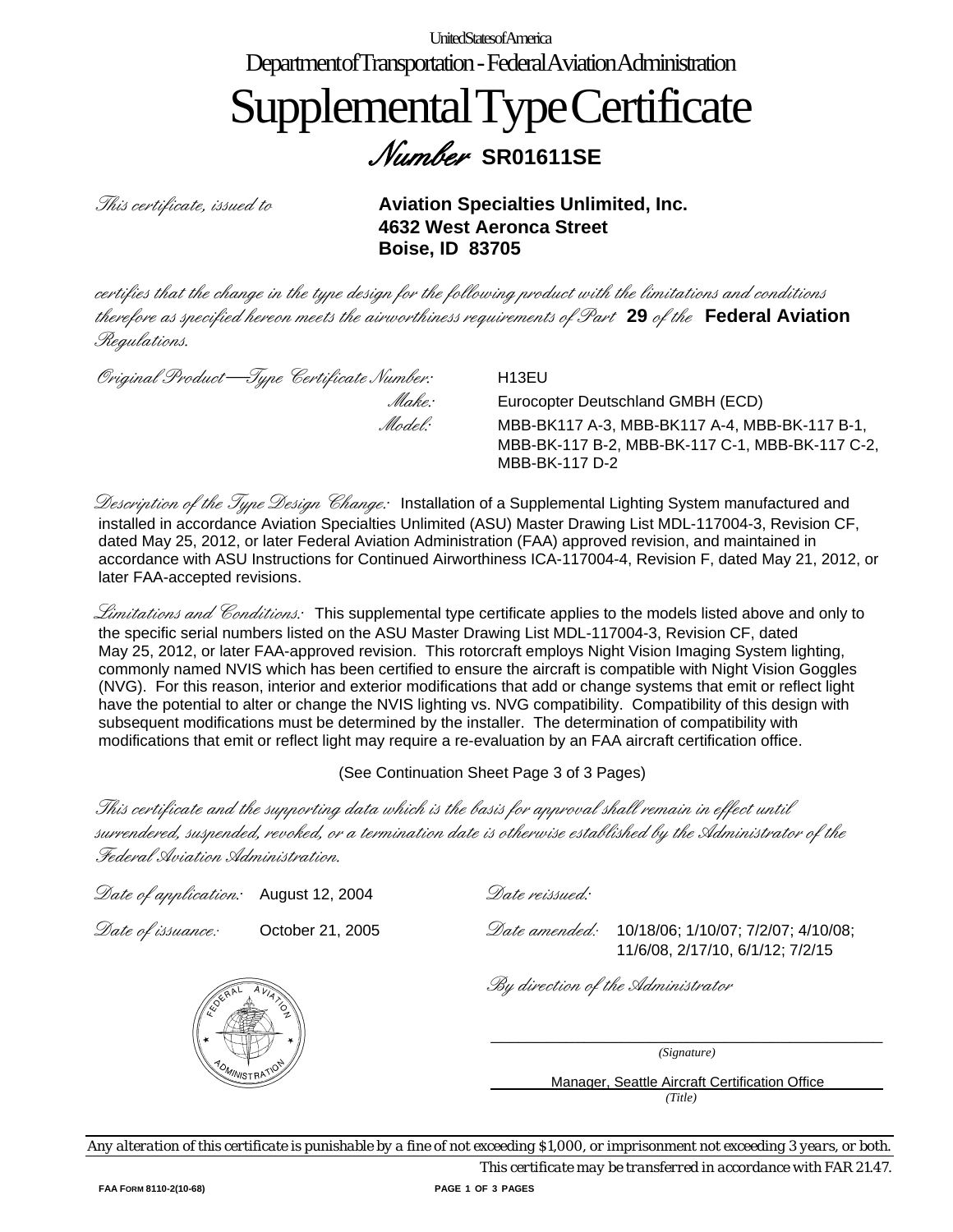United States of America

Department of Transportation - Federal Aviation Administration

# Supplemental Type Certificate

## *Number* **SR01611SE**

*This certificate, issued to* **Aviation Specialties Unlimited, Inc.**
**4632 West Aeronca Street**
**Boise, ID 83705**

*certifies that the change in the type design for the following product with the limitations and conditions therefore as specified hereon meets the airworthiness requirements of Part* **29** *of the* **Federal Aviation** *Regulations.*

*Original Product—Type Certificate Number:* H13EU

*Make:* Eurocopter Deutschland GMBH (ECD)

*Model:* MBB-BK117 A-3, MBB-BK117 A-4, MBB-BK-117 B-1, MBB-BK-117 B-2, MBB-BK-117 C-1, MBB-BK-117 C-2, MBB-BK-117 D-2

*Description of the Type Design Change:* Installation of a Supplemental Lighting System manufactured and installed in accordance Aviation Specialties Unlimited (ASU) Master Drawing List MDL-117004-3, Revision CF, dated May 25, 2012, or later Federal Aviation Administration (FAA) approved revision, and maintained in accordance with ASU Instructions for Continued Airworthiness ICA-117004-4, Revision F, dated May 21, 2012, or later FAA-accepted revisions.

*Limitations and Conditions:* This supplemental type certificate applies to the models listed above and only to the specific serial numbers listed on the ASU Master Drawing List MDL-117004-3, Revision CF, dated May 25, 2012, or later FAA-approved revision. This rotorcraft employs Night Vision Imaging System lighting, commonly named NVIS which has been certified to ensure the aircraft is compatible with Night Vision Goggles (NVG). For this reason, interior and exterior modifications that add or change systems that emit or reflect light have the potential to alter or change the NVIS lighting vs. NVG compatibility. Compatibility of this design with subsequent modifications must be determined by the installer. The determination of compatibility with modifications that emit or reflect light may require a re-evaluation by an FAA aircraft certification office.

(See Continuation Sheet Page 3 of 3 Pages)

*This certificate and the supporting data which is the basis for approval shall remain in effect until surrendered, suspended, revoked, or a termination date is otherwise established by the Administrator of the Federal Aviation Administration.*

*Date of application:* August 12, 2004

*Date reissued:*

*Date of issuance:* October 21, 2005

*Date amended:* 10/18/06; 1/10/07; 7/2/07; 4/10/08; 11/6/08, 2/17/10, 6/1/12; 7/2/15

*By direction of the Administrator*

*(Signature)*

Manager, Seattle Aircraft Certification Office
*(Title)*

*Any alteration of this certificate is punishable by a fine of not exceeding $1,000, or imprisonment not exceeding 3 years, or both.*

*This certificate may be transferred in accordance with FAR 21.47.*

FAA FORM 8110-2(10-68)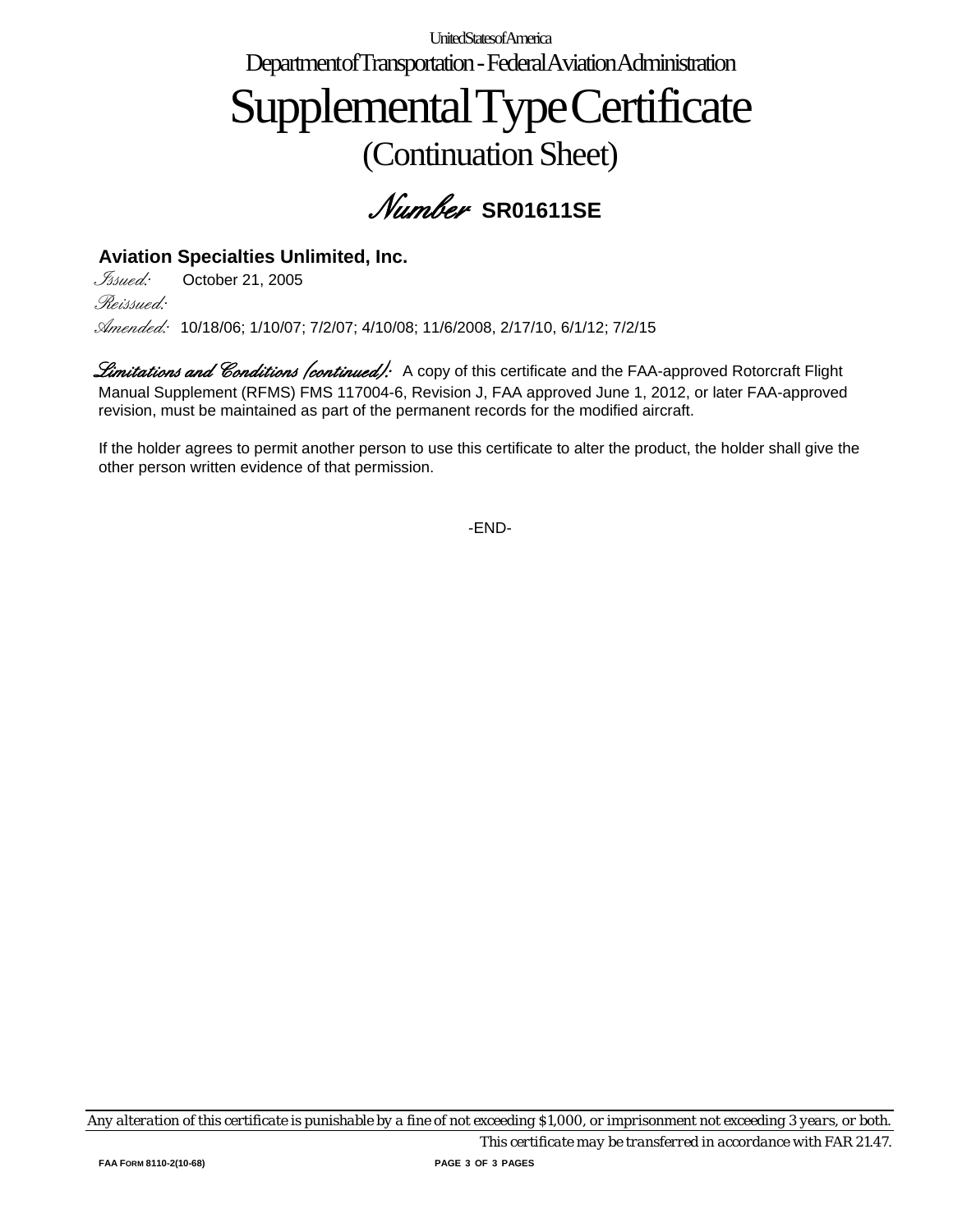United States of America

Department of Transportation - Federal Aviation Administration

# Supplemental Type Certificate

## (Continuation Sheet)

## *Number* **SR01611SE**

**Aviation Specialties Unlimited, Inc.**

*Issued:* October 21, 2005

*Reissued:*

*Amended:* 10/18/06; 1/10/07; 7/2/07; 4/10/08; 11/6/2008, 2/17/10, 6/1/12; 7/2/15

***Limitations and Conditions (continued):*** A copy of this certificate and the FAA-approved Rotorcraft Flight Manual Supplement (RFMS) FMS 117004-6, Revision J, FAA approved June 1, 2012, or later FAA-approved revision, must be maintained as part of the permanent records for the modified aircraft.

If the holder agrees to permit another person to use this certificate to alter the product, the holder shall give the other person written evidence of that permission.

-END-

*Any alteration of this certificate is punishable by a fine of not exceeding $1,000, or imprisonment not exceeding 3 years, or both.*

*This certificate may be transferred in accordance with FAR 21.47.*

FAA FORM 8110-2(10-68)